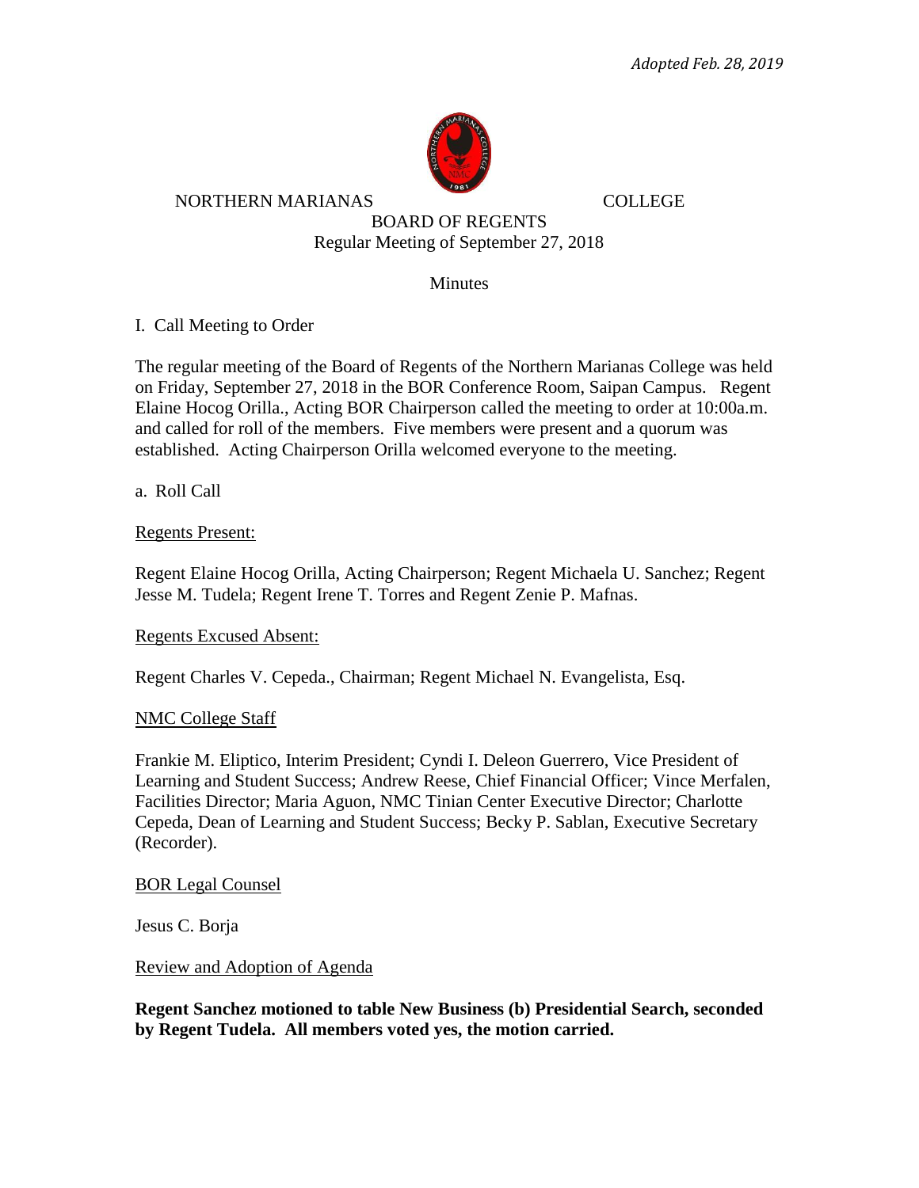*Adopted Feb. 28, 2019*

NORTHERN MARIANAS COLLEGE
BOARD OF REGENTS
Regular Meeting of September 27, 2018

Minutes

I. Call Meeting to Order

The regular meeting of the Board of Regents of the Northern Marianas College was held on Friday, September 27, 2018 in the BOR Conference Room, Saipan Campus. Regent Elaine Hocog Orilla., Acting BOR Chairperson called the meeting to order at 10:00a.m. and called for roll of the members. Five members were present and a quorum was established. Acting Chairperson Orilla welcomed everyone to the meeting.

a. Roll Call

Regents Present:

Regent Elaine Hocog Orilla, Acting Chairperson; Regent Michaela U. Sanchez; Regent Jesse M. Tudela; Regent Irene T. Torres and Regent Zenie P. Mafnas.

Regents Excused Absent:

Regent Charles V. Cepeda., Chairman; Regent Michael N. Evangelista, Esq.

NMC College Staff

Frankie M. Eliptico, Interim President; Cyndi I. Deleon Guerrero, Vice President of Learning and Student Success; Andrew Reese, Chief Financial Officer; Vince Merfalen, Facilities Director; Maria Aguon, NMC Tinian Center Executive Director; Charlotte Cepeda, Dean of Learning and Student Success; Becky P. Sablan, Executive Secretary (Recorder).

BOR Legal Counsel

Jesus C. Borja

Review and Adoption of Agenda

**Regent Sanchez motioned to table New Business (b) Presidential Search, seconded by Regent Tudela. All members voted yes, the motion carried.**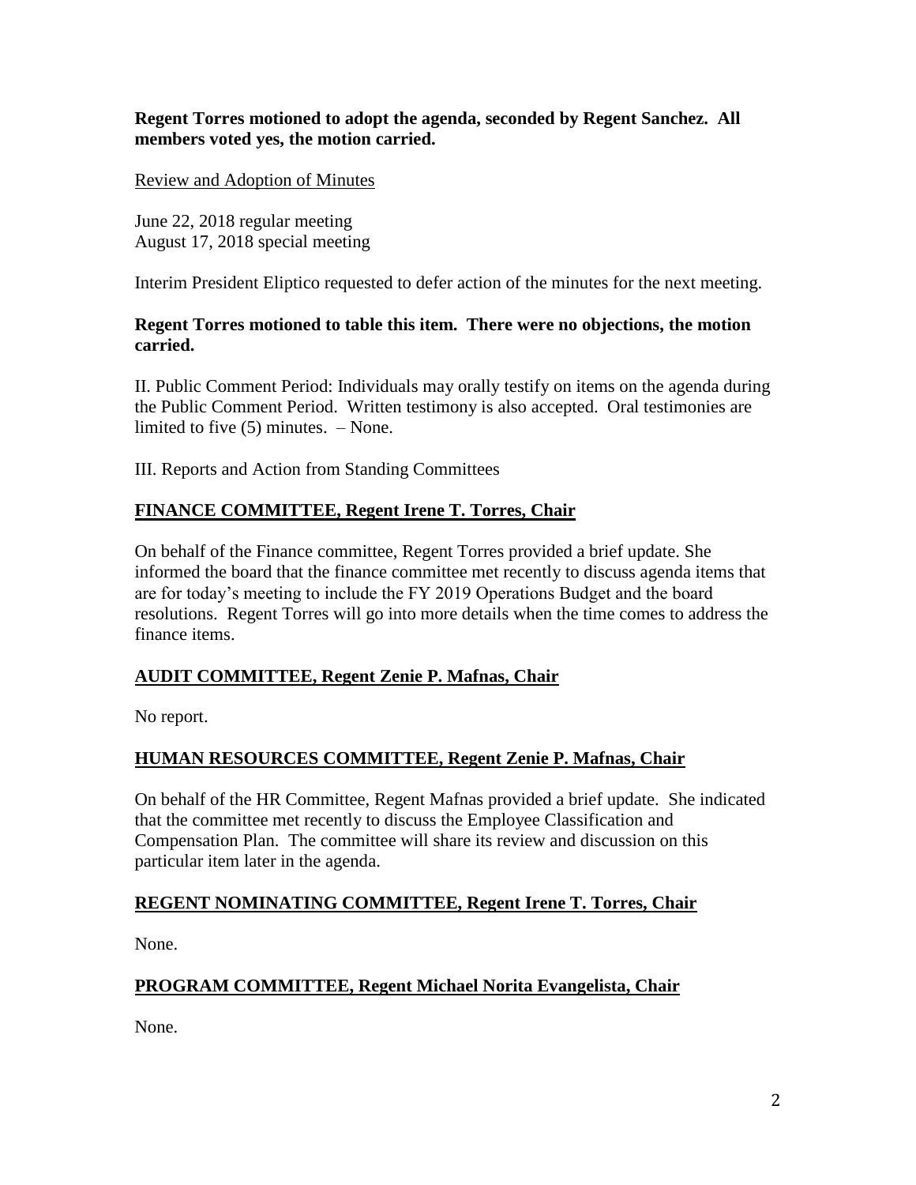**Regent Torres motioned to adopt the agenda, seconded by Regent Sanchez. All members voted yes, the motion carried.**

Review and Adoption of Minutes

June 22, 2018 regular meeting
August 17, 2018 special meeting

Interim President Eliptico requested to defer action of the minutes for the next meeting.

**Regent Torres motioned to table this item. There were no objections, the motion carried.**

II. Public Comment Period: Individuals may orally testify on items on the agenda during the Public Comment Period. Written testimony is also accepted. Oral testimonies are limited to five (5) minutes. – None.

III. Reports and Action from Standing Committees

## FINANCE COMMITTEE, Regent Irene T. Torres, Chair

On behalf of the Finance committee, Regent Torres provided a brief update. She informed the board that the finance committee met recently to discuss agenda items that are for today's meeting to include the FY 2019 Operations Budget and the board resolutions. Regent Torres will go into more details when the time comes to address the finance items.

## AUDIT COMMITTEE, Regent Zenie P. Mafnas, Chair

No report.

## HUMAN RESOURCES COMMITTEE, Regent Zenie P. Mafnas, Chair

On behalf of the HR Committee, Regent Mafnas provided a brief update. She indicated that the committee met recently to discuss the Employee Classification and Compensation Plan. The committee will share its review and discussion on this particular item later in the agenda.

## REGENT NOMINATING COMMITTEE, Regent Irene T. Torres, Chair

None.

## PROGRAM COMMITTEE, Regent Michael Norita Evangelista, Chair

None.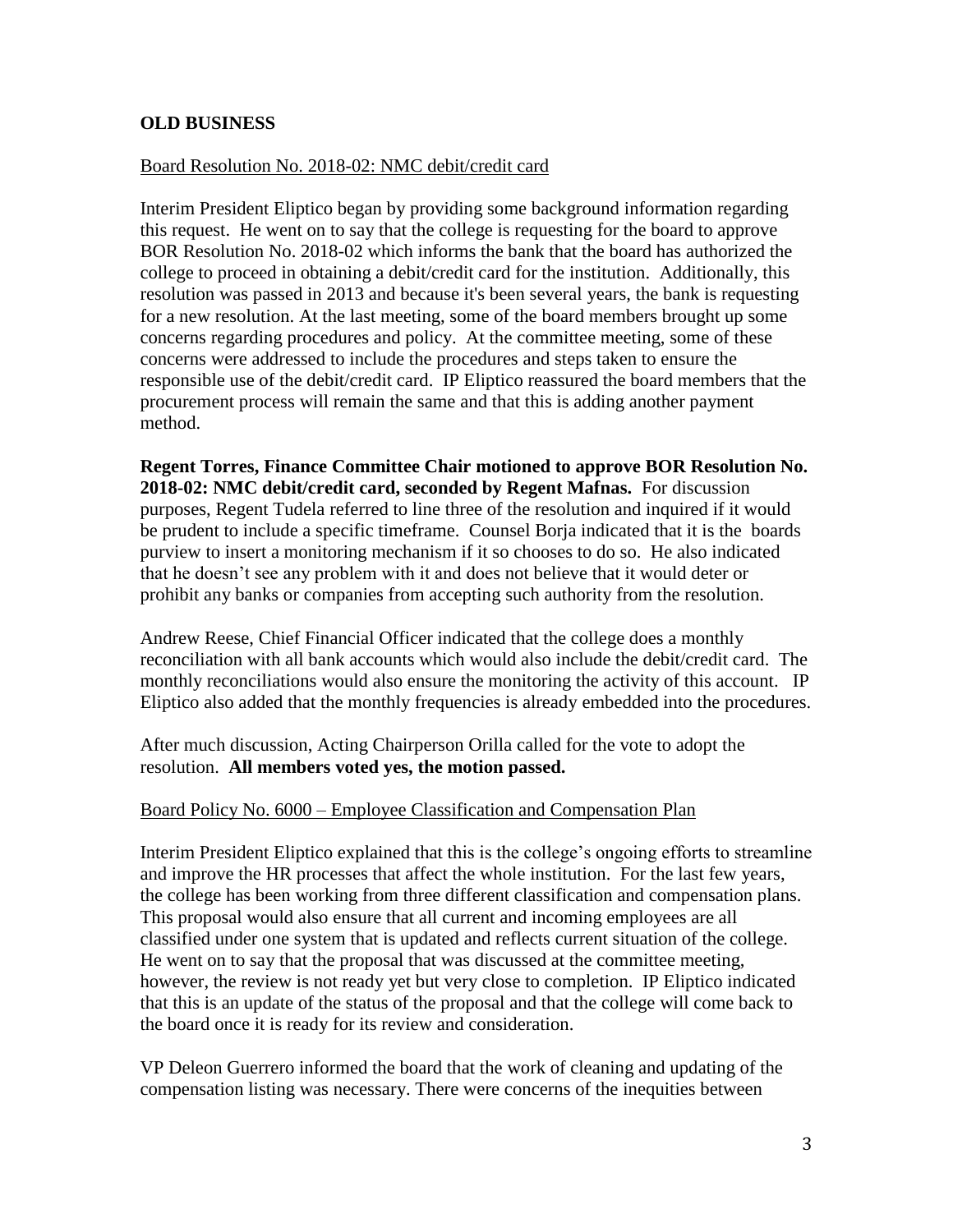## OLD BUSINESS

Board Resolution No. 2018-02: NMC debit/credit card

Interim President Eliptico began by providing some background information regarding this request. He went on to say that the college is requesting for the board to approve BOR Resolution No. 2018-02 which informs the bank that the board has authorized the college to proceed in obtaining a debit/credit card for the institution. Additionally, this resolution was passed in 2013 and because it's been several years, the bank is requesting for a new resolution. At the last meeting, some of the board members brought up some concerns regarding procedures and policy. At the committee meeting, some of these concerns were addressed to include the procedures and steps taken to ensure the responsible use of the debit/credit card. IP Eliptico reassured the board members that the procurement process will remain the same and that this is adding another payment method.

**Regent Torres, Finance Committee Chair motioned to approve BOR Resolution No. 2018-02: NMC debit/credit card, seconded by Regent Mafnas.** For discussion purposes, Regent Tudela referred to line three of the resolution and inquired if it would be prudent to include a specific timeframe. Counsel Borja indicated that it is the boards purview to insert a monitoring mechanism if it so chooses to do so. He also indicated that he doesn't see any problem with it and does not believe that it would deter or prohibit any banks or companies from accepting such authority from the resolution.

Andrew Reese, Chief Financial Officer indicated that the college does a monthly reconciliation with all bank accounts which would also include the debit/credit card. The monthly reconciliations would also ensure the monitoring the activity of this account. IP Eliptico also added that the monthly frequencies is already embedded into the procedures.

After much discussion, Acting Chairperson Orilla called for the vote to adopt the resolution. **All members voted yes, the motion passed.**

Board Policy No. 6000 – Employee Classification and Compensation Plan

Interim President Eliptico explained that this is the college's ongoing efforts to streamline and improve the HR processes that affect the whole institution. For the last few years, the college has been working from three different classification and compensation plans. This proposal would also ensure that all current and incoming employees are all classified under one system that is updated and reflects current situation of the college. He went on to say that the proposal that was discussed at the committee meeting, however, the review is not ready yet but very close to completion. IP Eliptico indicated that this is an update of the status of the proposal and that the college will come back to the board once it is ready for its review and consideration.

VP Deleon Guerrero informed the board that the work of cleaning and updating of the compensation listing was necessary. There were concerns of the inequities between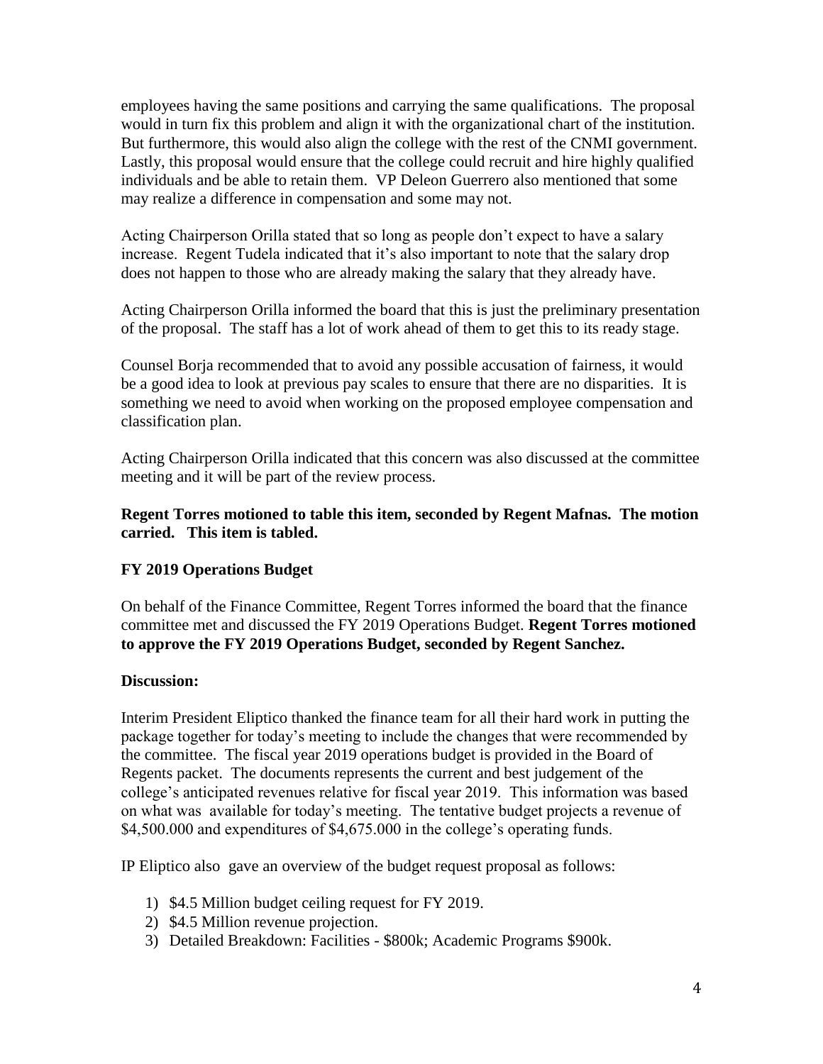employees having the same positions and carrying the same qualifications. The proposal would in turn fix this problem and align it with the organizational chart of the institution. But furthermore, this would also align the college with the rest of the CNMI government. Lastly, this proposal would ensure that the college could recruit and hire highly qualified individuals and be able to retain them. VP Deleon Guerrero also mentioned that some may realize a difference in compensation and some may not.

Acting Chairperson Orilla stated that so long as people don't expect to have a salary increase. Regent Tudela indicated that it's also important to note that the salary drop does not happen to those who are already making the salary that they already have.

Acting Chairperson Orilla informed the board that this is just the preliminary presentation of the proposal. The staff has a lot of work ahead of them to get this to its ready stage.

Counsel Borja recommended that to avoid any possible accusation of fairness, it would be a good idea to look at previous pay scales to ensure that there are no disparities. It is something we need to avoid when working on the proposed employee compensation and classification plan.

Acting Chairperson Orilla indicated that this concern was also discussed at the committee meeting and it will be part of the review process.

**Regent Torres motioned to table this item, seconded by Regent Mafnas. The motion carried. This item is tabled.**

**FY 2019 Operations Budget**

On behalf of the Finance Committee, Regent Torres informed the board that the finance committee met and discussed the FY 2019 Operations Budget. **Regent Torres motioned to approve the FY 2019 Operations Budget, seconded by Regent Sanchez.**

**Discussion:**

Interim President Eliptico thanked the finance team for all their hard work in putting the package together for today's meeting to include the changes that were recommended by the committee. The fiscal year 2019 operations budget is provided in the Board of Regents packet. The documents represents the current and best judgement of the college's anticipated revenues relative for fiscal year 2019. This information was based on what was available for today's meeting. The tentative budget projects a revenue of \$4,500.000 and expenditures of \$4,675.000 in the college's operating funds.

IP Eliptico also gave an overview of the budget request proposal as follows:

1) \$4.5 Million budget ceiling request for FY 2019.
2) \$4.5 Million revenue projection.
3) Detailed Breakdown: Facilities - \$800k; Academic Programs \$900k.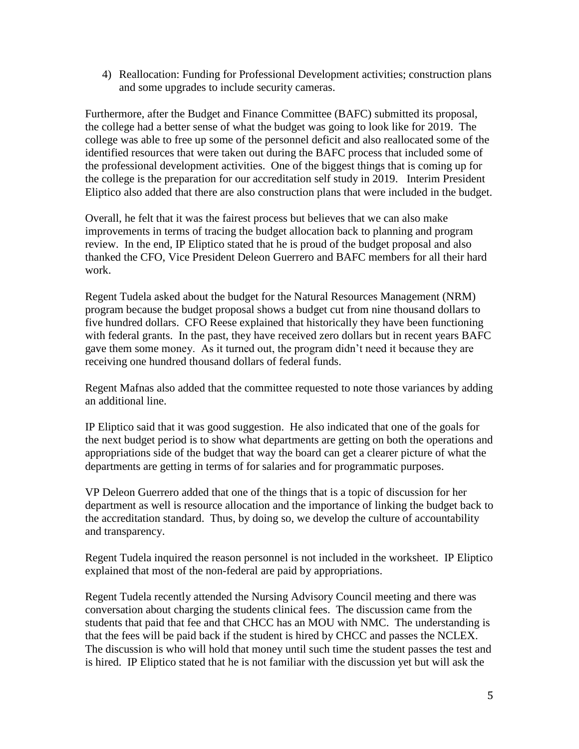4) Reallocation: Funding for Professional Development activities; construction plans and some upgrades to include security cameras.

Furthermore, after the Budget and Finance Committee (BAFC) submitted its proposal, the college had a better sense of what the budget was going to look like for 2019. The college was able to free up some of the personnel deficit and also reallocated some of the identified resources that were taken out during the BAFC process that included some of the professional development activities. One of the biggest things that is coming up for the college is the preparation for our accreditation self study in 2019. Interim President Eliptico also added that there are also construction plans that were included in the budget.

Overall, he felt that it was the fairest process but believes that we can also make improvements in terms of tracing the budget allocation back to planning and program review. In the end, IP Eliptico stated that he is proud of the budget proposal and also thanked the CFO, Vice President Deleon Guerrero and BAFC members for all their hard work.

Regent Tudela asked about the budget for the Natural Resources Management (NRM) program because the budget proposal shows a budget cut from nine thousand dollars to five hundred dollars. CFO Reese explained that historically they have been functioning with federal grants. In the past, they have received zero dollars but in recent years BAFC gave them some money. As it turned out, the program didn't need it because they are receiving one hundred thousand dollars of federal funds.

Regent Mafnas also added that the committee requested to note those variances by adding an additional line.

IP Eliptico said that it was good suggestion. He also indicated that one of the goals for the next budget period is to show what departments are getting on both the operations and appropriations side of the budget that way the board can get a clearer picture of what the departments are getting in terms of for salaries and for programmatic purposes.

VP Deleon Guerrero added that one of the things that is a topic of discussion for her department as well is resource allocation and the importance of linking the budget back to the accreditation standard. Thus, by doing so, we develop the culture of accountability and transparency.

Regent Tudela inquired the reason personnel is not included in the worksheet. IP Eliptico explained that most of the non-federal are paid by appropriations.

Regent Tudela recently attended the Nursing Advisory Council meeting and there was conversation about charging the students clinical fees. The discussion came from the students that paid that fee and that CHCC has an MOU with NMC. The understanding is that the fees will be paid back if the student is hired by CHCC and passes the NCLEX. The discussion is who will hold that money until such time the student passes the test and is hired. IP Eliptico stated that he is not familiar with the discussion yet but will ask the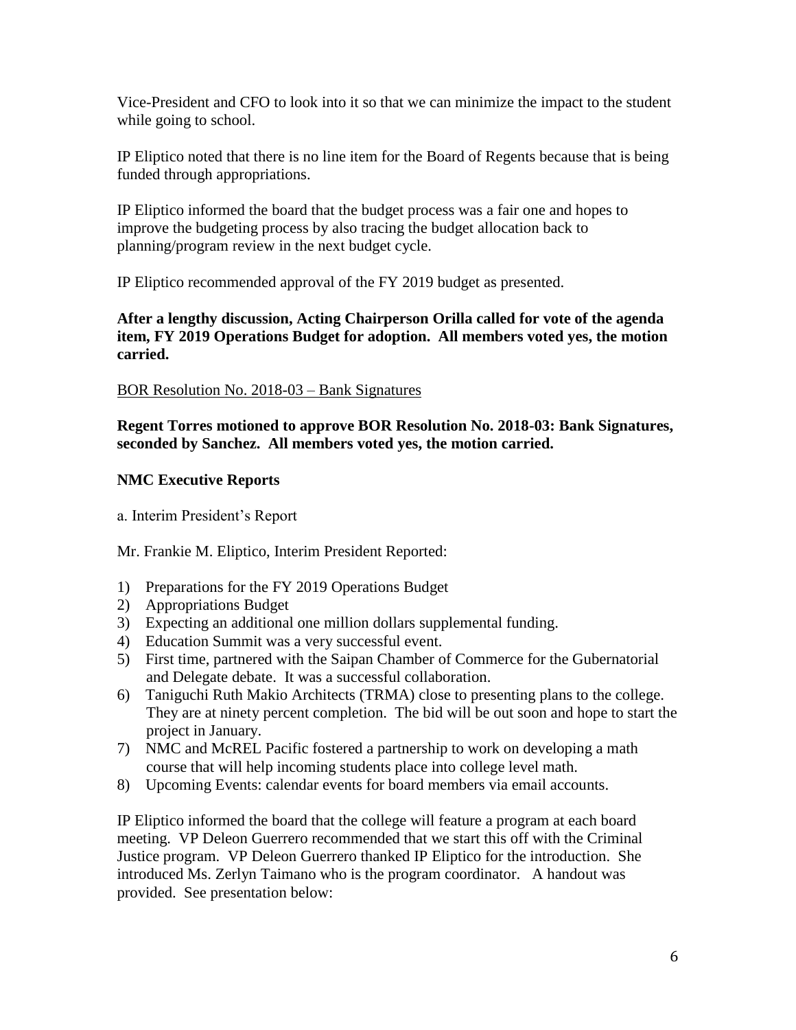Vice-President and CFO to look into it so that we can minimize the impact to the student while going to school.

IP Eliptico noted that there is no line item for the Board of Regents because that is being funded through appropriations.

IP Eliptico informed the board that the budget process was a fair one and hopes to improve the budgeting process by also tracing the budget allocation back to planning/program review in the next budget cycle.

IP Eliptico recommended approval of the FY 2019 budget as presented.

**After a lengthy discussion, Acting Chairperson Orilla called for vote of the agenda item, FY 2019 Operations Budget for adoption. All members voted yes, the motion carried.**

<u>BOR Resolution No. 2018-03 – Bank Signatures</u>

**Regent Torres motioned to approve BOR Resolution No. 2018-03: Bank Signatures, seconded by Sanchez. All members voted yes, the motion carried.**

**NMC Executive Reports**

a. Interim President's Report

Mr. Frankie M. Eliptico, Interim President Reported:

1) Preparations for the FY 2019 Operations Budget
2) Appropriations Budget
3) Expecting an additional one million dollars supplemental funding.
4) Education Summit was a very successful event.
5) First time, partnered with the Saipan Chamber of Commerce for the Gubernatorial and Delegate debate. It was a successful collaboration.
6) Taniguchi Ruth Makio Architects (TRMA) close to presenting plans to the college. They are at ninety percent completion. The bid will be out soon and hope to start the project in January.
7) NMC and McREL Pacific fostered a partnership to work on developing a math course that will help incoming students place into college level math.
8) Upcoming Events: calendar events for board members via email accounts.

IP Eliptico informed the board that the college will feature a program at each board meeting. VP Deleon Guerrero recommended that we start this off with the Criminal Justice program. VP Deleon Guerrero thanked IP Eliptico for the introduction. She introduced Ms. Zerlyn Taimano who is the program coordinator. A handout was provided. See presentation below: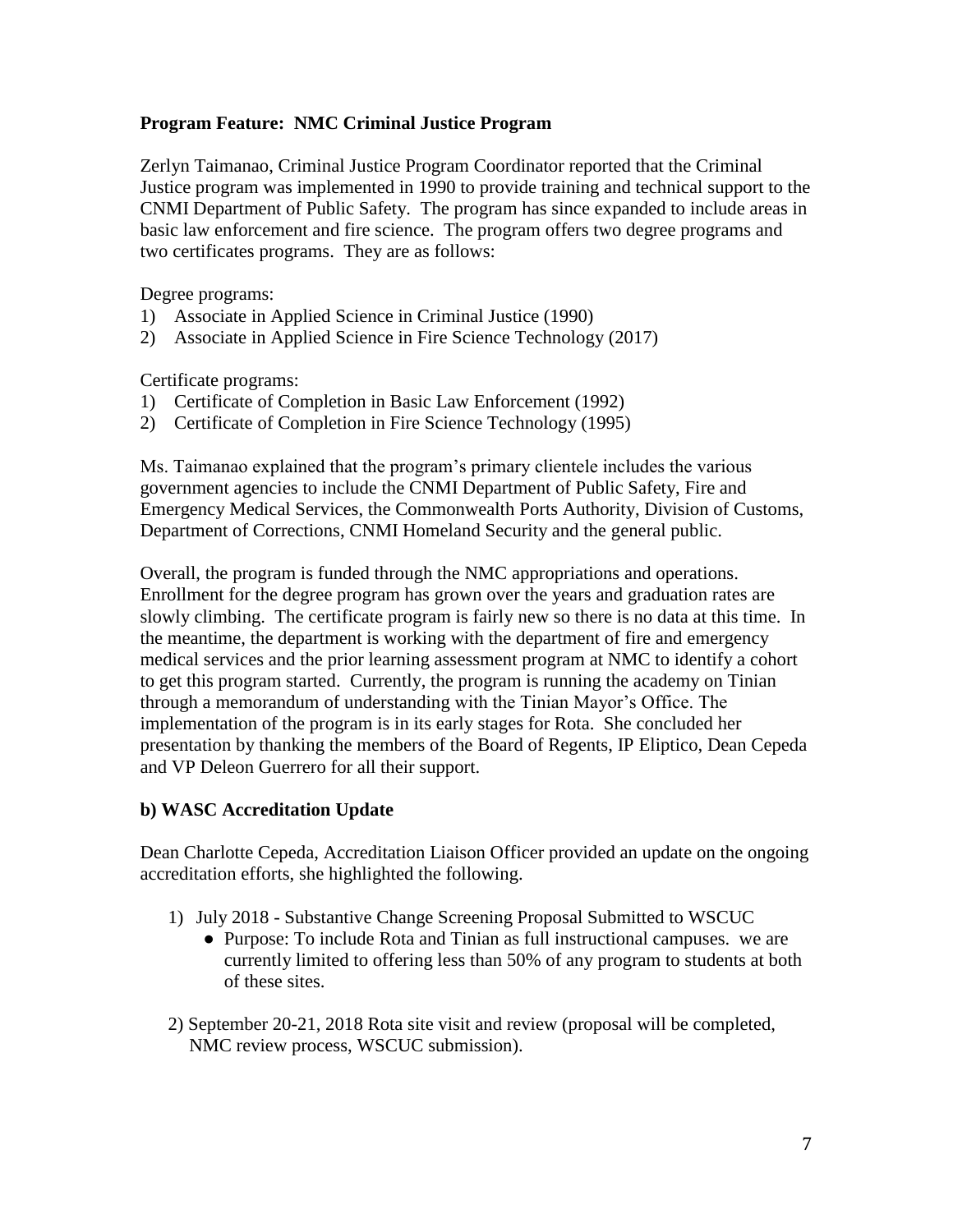**Program Feature: NMC Criminal Justice Program**

Zerlyn Taimanao, Criminal Justice Program Coordinator reported that the Criminal Justice program was implemented in 1990 to provide training and technical support to the CNMI Department of Public Safety. The program has since expanded to include areas in basic law enforcement and fire science. The program offers two degree programs and two certificates programs. They are as follows:

Degree programs:
1) Associate in Applied Science in Criminal Justice (1990)
2) Associate in Applied Science in Fire Science Technology (2017)

Certificate programs:
1) Certificate of Completion in Basic Law Enforcement (1992)
2) Certificate of Completion in Fire Science Technology (1995)

Ms. Taimanao explained that the program's primary clientele includes the various government agencies to include the CNMI Department of Public Safety, Fire and Emergency Medical Services, the Commonwealth Ports Authority, Division of Customs, Department of Corrections, CNMI Homeland Security and the general public.

Overall, the program is funded through the NMC appropriations and operations. Enrollment for the degree program has grown over the years and graduation rates are slowly climbing. The certificate program is fairly new so there is no data at this time. In the meantime, the department is working with the department of fire and emergency medical services and the prior learning assessment program at NMC to identify a cohort to get this program started. Currently, the program is running the academy on Tinian through a memorandum of understanding with the Tinian Mayor's Office. The implementation of the program is in its early stages for Rota. She concluded her presentation by thanking the members of the Board of Regents, IP Eliptico, Dean Cepeda and VP Deleon Guerrero for all their support.

**b) WASC Accreditation Update**

Dean Charlotte Cepeda, Accreditation Liaison Officer provided an update on the ongoing accreditation efforts, she highlighted the following.

1) July 2018 - Substantive Change Screening Proposal Submitted to WSCUC
   - Purpose: To include Rota and Tinian as full instructional campuses. we are currently limited to offering less than 50% of any program to students at both of these sites.

2) September 20-21, 2018 Rota site visit and review (proposal will be completed, NMC review process, WSCUC submission).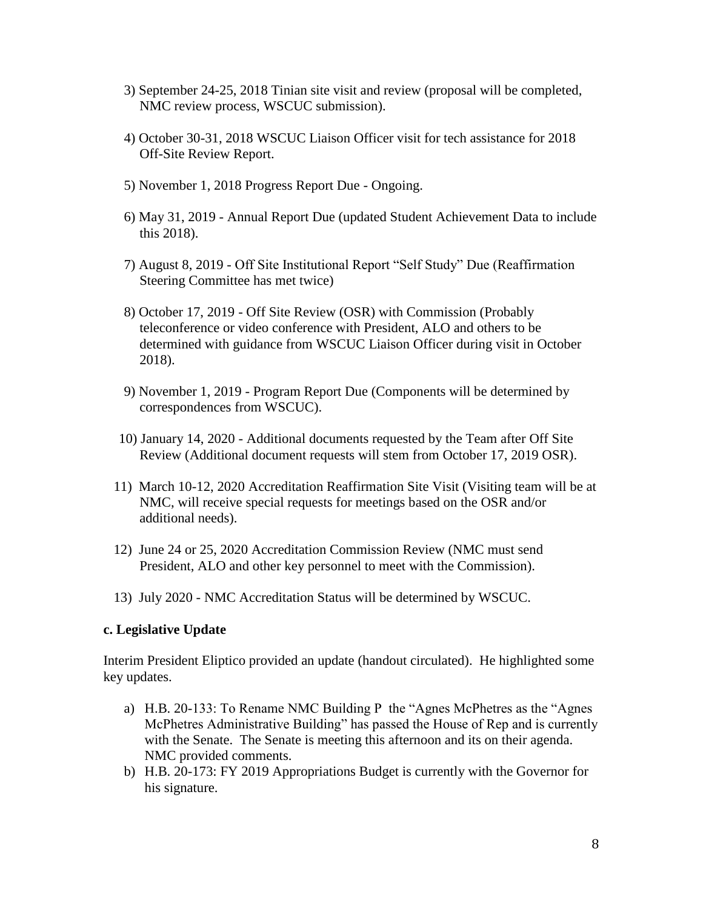3) September 24-25, 2018 Tinian site visit and review (proposal will be completed, NMC review process, WSCUC submission).

4) October 30-31, 2018 WSCUC Liaison Officer visit for tech assistance for 2018 Off-Site Review Report.

5) November 1, 2018 Progress Report Due - Ongoing.

6) May 31, 2019 - Annual Report Due (updated Student Achievement Data to include this 2018).

7) August 8, 2019 - Off Site Institutional Report "Self Study" Due (Reaffirmation Steering Committee has met twice)

8) October 17, 2019 - Off Site Review (OSR) with Commission (Probably teleconference or video conference with President, ALO and others to be determined with guidance from WSCUC Liaison Officer during visit in October 2018).

9) November 1, 2019 - Program Report Due (Components will be determined by correspondences from WSCUC).

10) January 14, 2020 - Additional documents requested by the Team after Off Site Review (Additional document requests will stem from October 17, 2019 OSR).

11) March 10-12, 2020 Accreditation Reaffirmation Site Visit (Visiting team will be at NMC, will receive special requests for meetings based on the OSR and/or additional needs).

12) June 24 or 25, 2020 Accreditation Commission Review (NMC must send President, ALO and other key personnel to meet with the Commission).

13) July 2020 - NMC Accreditation Status will be determined by WSCUC.

**c. Legislative Update**

Interim President Eliptico provided an update (handout circulated). He highlighted some key updates.

a) H.B. 20-133: To Rename NMC Building P the "Agnes McPhetres as the "Agnes McPhetres Administrative Building" has passed the House of Rep and is currently with the Senate. The Senate is meeting this afternoon and its on their agenda. NMC provided comments.
b) H.B. 20-173: FY 2019 Appropriations Budget is currently with the Governor for his signature.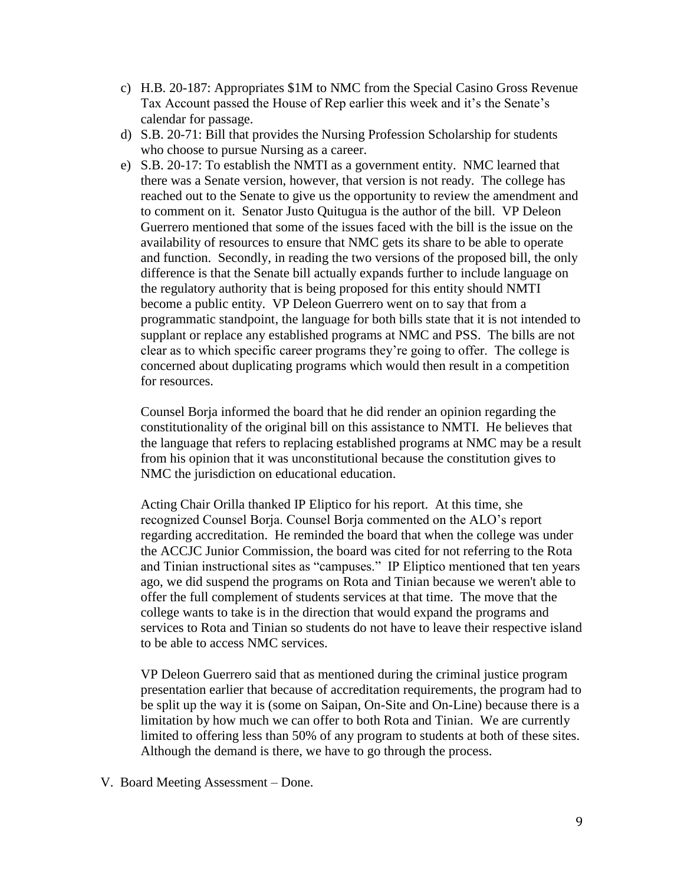c) H.B. 20-187: Appropriates $1M to NMC from the Special Casino Gross Revenue Tax Account passed the House of Rep earlier this week and it's the Senate's calendar for passage.

d) S.B. 20-71: Bill that provides the Nursing Profession Scholarship for students who choose to pursue Nursing as a career.

e) S.B. 20-17: To establish the NMTI as a government entity. NMC learned that there was a Senate version, however, that version is not ready. The college has reached out to the Senate to give us the opportunity to review the amendment and to comment on it. Senator Justo Quitugua is the author of the bill. VP Deleon Guerrero mentioned that some of the issues faced with the bill is the issue on the availability of resources to ensure that NMC gets its share to be able to operate and function. Secondly, in reading the two versions of the proposed bill, the only difference is that the Senate bill actually expands further to include language on the regulatory authority that is being proposed for this entity should NMTI become a public entity. VP Deleon Guerrero went on to say that from a programmatic standpoint, the language for both bills state that it is not intended to supplant or replace any established programs at NMC and PSS. The bills are not clear as to which specific career programs they're going to offer. The college is concerned about duplicating programs which would then result in a competition for resources.

   Counsel Borja informed the board that he did render an opinion regarding the constitutionality of the original bill on this assistance to NMTI. He believes that the language that refers to replacing established programs at NMC may be a result from his opinion that it was unconstitutional because the constitution gives to NMC the jurisdiction on educational education.

   Acting Chair Orilla thanked IP Eliptico for his report. At this time, she recognized Counsel Borja. Counsel Borja commented on the ALO's report regarding accreditation. He reminded the board that when the college was under the ACCJC Junior Commission, the board was cited for not referring to the Rota and Tinian instructional sites as "campuses." IP Eliptico mentioned that ten years ago, we did suspend the programs on Rota and Tinian because we weren't able to offer the full complement of students services at that time. The move that the college wants to take is in the direction that would expand the programs and services to Rota and Tinian so students do not have to leave their respective island to be able to access NMC services.

   VP Deleon Guerrero said that as mentioned during the criminal justice program presentation earlier that because of accreditation requirements, the program had to be split up the way it is (some on Saipan, On-Site and On-Line) because there is a limitation by how much we can offer to both Rota and Tinian. We are currently limited to offering less than 50% of any program to students at both of these sites. Although the demand is there, we have to go through the process.

V. Board Meeting Assessment – Done.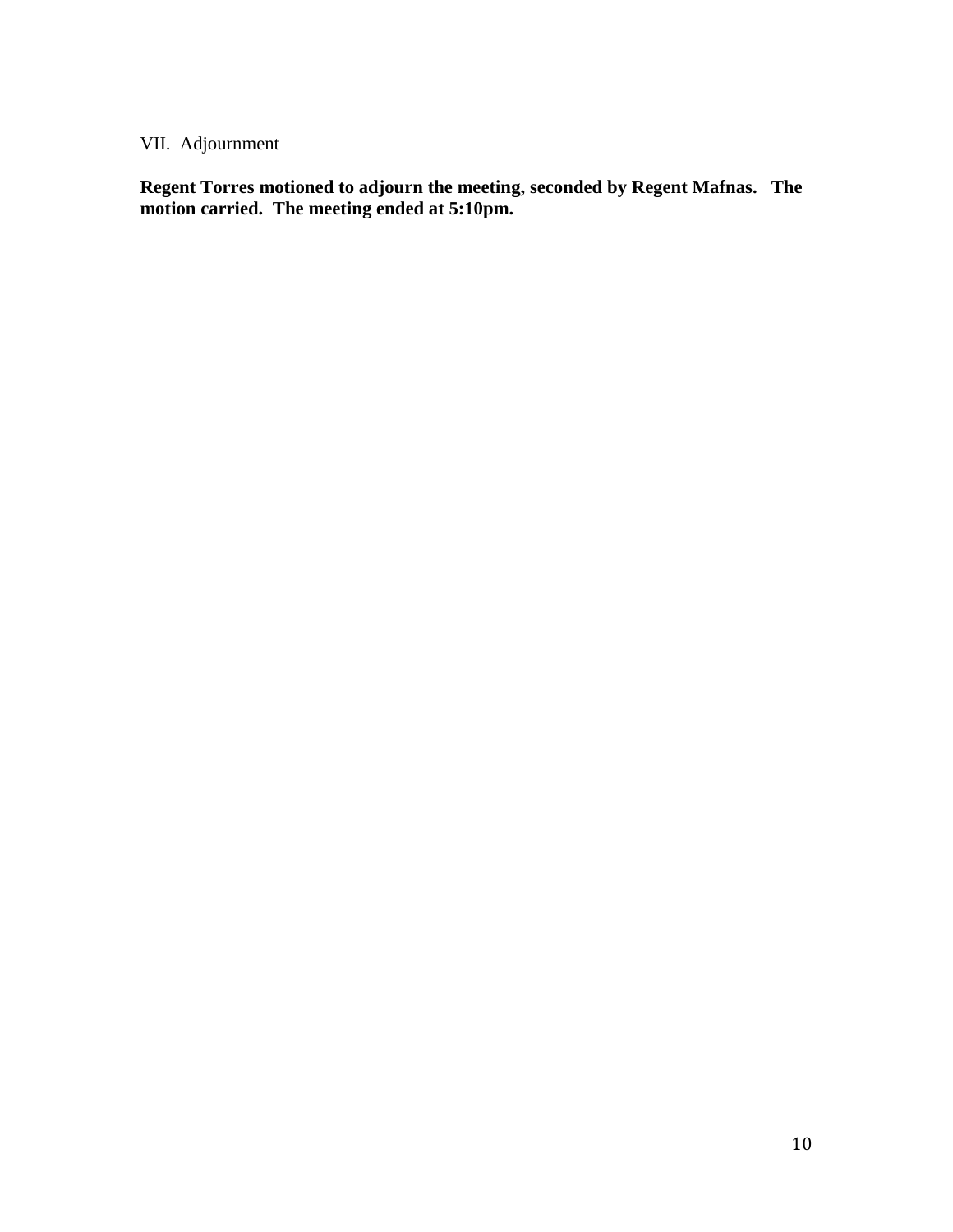VII. Adjournment

**Regent Torres motioned to adjourn the meeting, seconded by Regent Mafnas. The motion carried. The meeting ended at 5:10pm.**